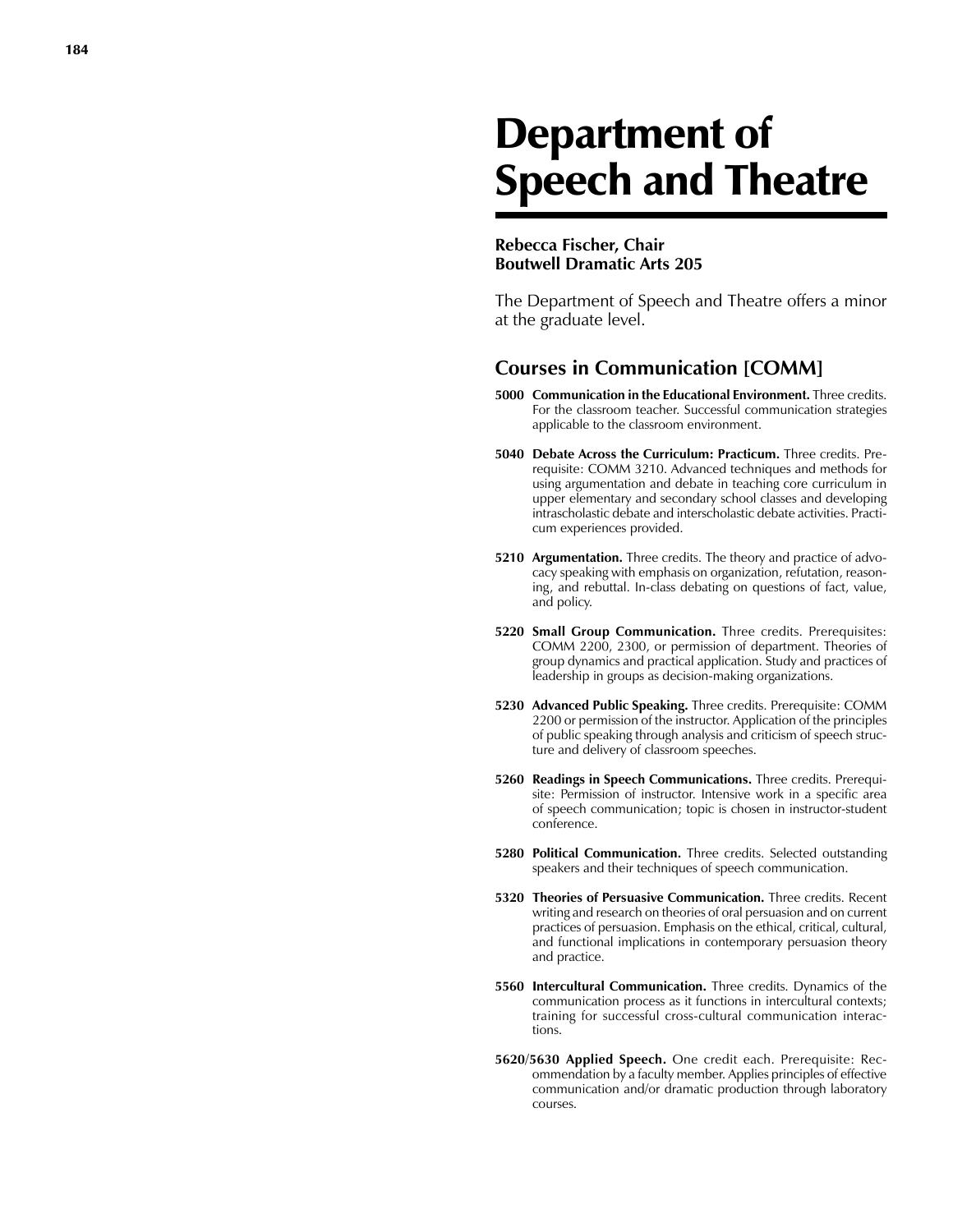# Department of Speech and Theatre

**Rebecca Fischer, Chair**
**Boutwell Dramatic Arts 205**

The Department of Speech and Theatre offers a minor at the graduate level.

## Courses in Communication [COMM]

**5000 Communication in the Educational Environment.** Three credits. For the classroom teacher. Successful communication strategies applicable to the classroom environment.

**5040 Debate Across the Curriculum: Practicum.** Three credits. Prerequisite: COMM 3210. Advanced techniques and methods for using argumentation and debate in teaching core curriculum in upper elementary and secondary school classes and developing intrascholastic debate and interscholastic debate activities. Practicum experiences provided.

**5210 Argumentation.** Three credits. The theory and practice of advocacy speaking with emphasis on organization, refutation, reasoning, and rebuttal. In-class debating on questions of fact, value, and policy.

**5220 Small Group Communication.** Three credits. Prerequisites: COMM 2200, 2300, or permission of department. Theories of group dynamics and practical application. Study and practices of leadership in groups as decision-making organizations.

**5230 Advanced Public Speaking.** Three credits. Prerequisite: COMM 2200 or permission of the instructor. Application of the principles of public speaking through analysis and criticism of speech structure and delivery of classroom speeches.

**5260 Readings in Speech Communications.** Three credits. Prerequisite: Permission of instructor. Intensive work in a specific area of speech communication; topic is chosen in instructor-student conference.

**5280 Political Communication.** Three credits. Selected outstanding speakers and their techniques of speech communication.

**5320 Theories of Persuasive Communication.** Three credits. Recent writing and research on theories of oral persuasion and on current practices of persuasion. Emphasis on the ethical, critical, cultural, and functional implications in contemporary persuasion theory and practice.

**5560 Intercultural Communication.** Three credits. Dynamics of the communication process as it functions in intercultural contexts; training for successful cross-cultural communication interactions.

**5620/5630 Applied Speech.** One credit each. Prerequisite: Recommendation by a faculty member. Applies principles of effective communication and/or dramatic production through laboratory courses.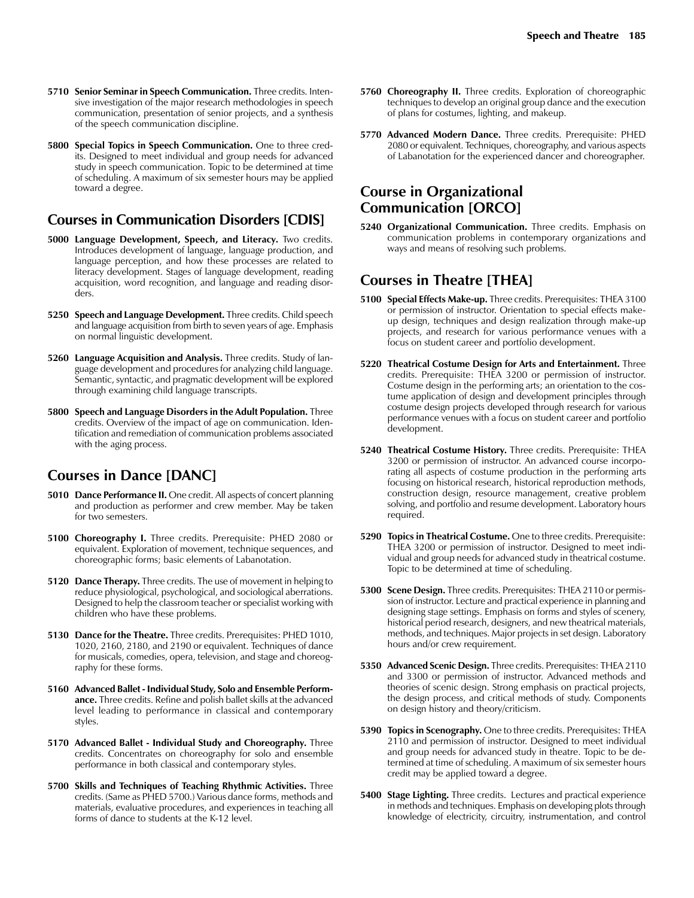**5710 Senior Seminar in Speech Communication.** Three credits. Intensive investigation of the major research methodologies in speech communication, presentation of senior projects, and a synthesis of the speech communication discipline.

**5800 Special Topics in Speech Communication.** One to three credits. Designed to meet individual and group needs for advanced study in speech communication. Topic to be determined at time of scheduling. A maximum of six semester hours may be applied toward a degree.

## Courses in Communication Disorders [CDIS]

**5000 Language Development, Speech, and Literacy.** Two credits. Introduces development of language, language production, and language perception, and how these processes are related to literacy development. Stages of language development, reading acquisition, word recognition, and language and reading disorders.

**5250 Speech and Language Development.** Three credits. Child speech and language acquisition from birth to seven years of age. Emphasis on normal linguistic development.

**5260 Language Acquisition and Analysis.** Three credits. Study of language development and procedures for analyzing child language. Semantic, syntactic, and pragmatic development will be explored through examining child language transcripts.

**5800 Speech and Language Disorders in the Adult Population.** Three credits. Overview of the impact of age on communication. Identification and remediation of communication problems associated with the aging process.

## Courses in Dance [DANC]

**5010 Dance Performance II.** One credit. All aspects of concert planning and production as performer and crew member. May be taken for two semesters.

**5100 Choreography I.** Three credits. Prerequisite: PHED 2080 or equivalent. Exploration of movement, technique sequences, and choreographic forms; basic elements of Labanotation.

**5120 Dance Therapy.** Three credits. The use of movement in helping to reduce physiological, psychological, and sociological aberrations. Designed to help the classroom teacher or specialist working with children who have these problems.

**5130 Dance for the Theatre.** Three credits. Prerequisites: PHED 1010, 1020, 2160, 2180, and 2190 or equivalent. Techniques of dance for musicals, comedies, opera, television, and stage and choreography for these forms.

**5160 Advanced Ballet - Individual Study, Solo and Ensemble Performance.** Three credits. Refine and polish ballet skills at the advanced level leading to performance in classical and contemporary styles.

**5170 Advanced Ballet - Individual Study and Choreography.** Three credits. Concentrates on choreography for solo and ensemble performance in both classical and contemporary styles.

**5700 Skills and Techniques of Teaching Rhythmic Activities.** Three credits. (Same as PHED 5700.) Various dance forms, methods and materials, evaluative procedures, and experiences in teaching all forms of dance to students at the K-12 level.

**5760 Choreography II.** Three credits. Exploration of choreographic techniques to develop an original group dance and the execution of plans for costumes, lighting, and makeup.

**5770 Advanced Modern Dance.** Three credits. Prerequisite: PHED 2080 or equivalent. Techniques, choreography, and various aspects of Labanotation for the experienced dancer and choreographer.

## Course in Organizational Communication [ORCO]

**5240 Organizational Communication.** Three credits. Emphasis on communication problems in contemporary organizations and ways and means of resolving such problems.

## Courses in Theatre [THEA]

**5100 Special Effects Make-up.** Three credits. Prerequisites: THEA 3100 or permission of instructor. Orientation to special effects make-up design, techniques and design realization through make-up projects, and research for various performance venues with a focus on student career and portfolio development.

**5220 Theatrical Costume Design for Arts and Entertainment.** Three credits. Prerequisite: THEA 3200 or permission of instructor. Costume design in the performing arts; an orientation to the costume application of design and development principles through costume design projects developed through research for various performance venues with a focus on student career and portfolio development.

**5240 Theatrical Costume History.** Three credits. Prerequisite: THEA 3200 or permission of instructor. An advanced course incorporating all aspects of costume production in the performing arts focusing on historical research, historical reproduction methods, construction design, resource management, creative problem solving, and portfolio and resume development. Laboratory hours required.

**5290 Topics in Theatrical Costume.** One to three credits. Prerequisite: THEA 3200 or permission of instructor. Designed to meet individual and group needs for advanced study in theatrical costume. Topic to be determined at time of scheduling.

**5300 Scene Design.** Three credits. Prerequisites: THEA 2110 or permission of instructor. Lecture and practical experience in planning and designing stage settings. Emphasis on forms and styles of scenery, historical period research, designers, and new theatrical materials, methods, and techniques. Major projects in set design. Laboratory hours and/or crew requirement.

**5350 Advanced Scenic Design.** Three credits. Prerequisites: THEA 2110 and 3300 or permission of instructor. Advanced methods and theories of scenic design. Strong emphasis on practical projects, the design process, and critical methods of study. Components on design history and theory/criticism.

**5390 Topics in Scenography.** One to three credits. Prerequisites: THEA 2110 and permission of instructor. Designed to meet individual and group needs for advanced study in theatre. Topic to be determined at time of scheduling. A maximum of six semester hours credit may be applied toward a degree.

**5400 Stage Lighting.** Three credits. Lectures and practical experience in methods and techniques. Emphasis on developing plots through knowledge of electricity, circuitry, instrumentation, and control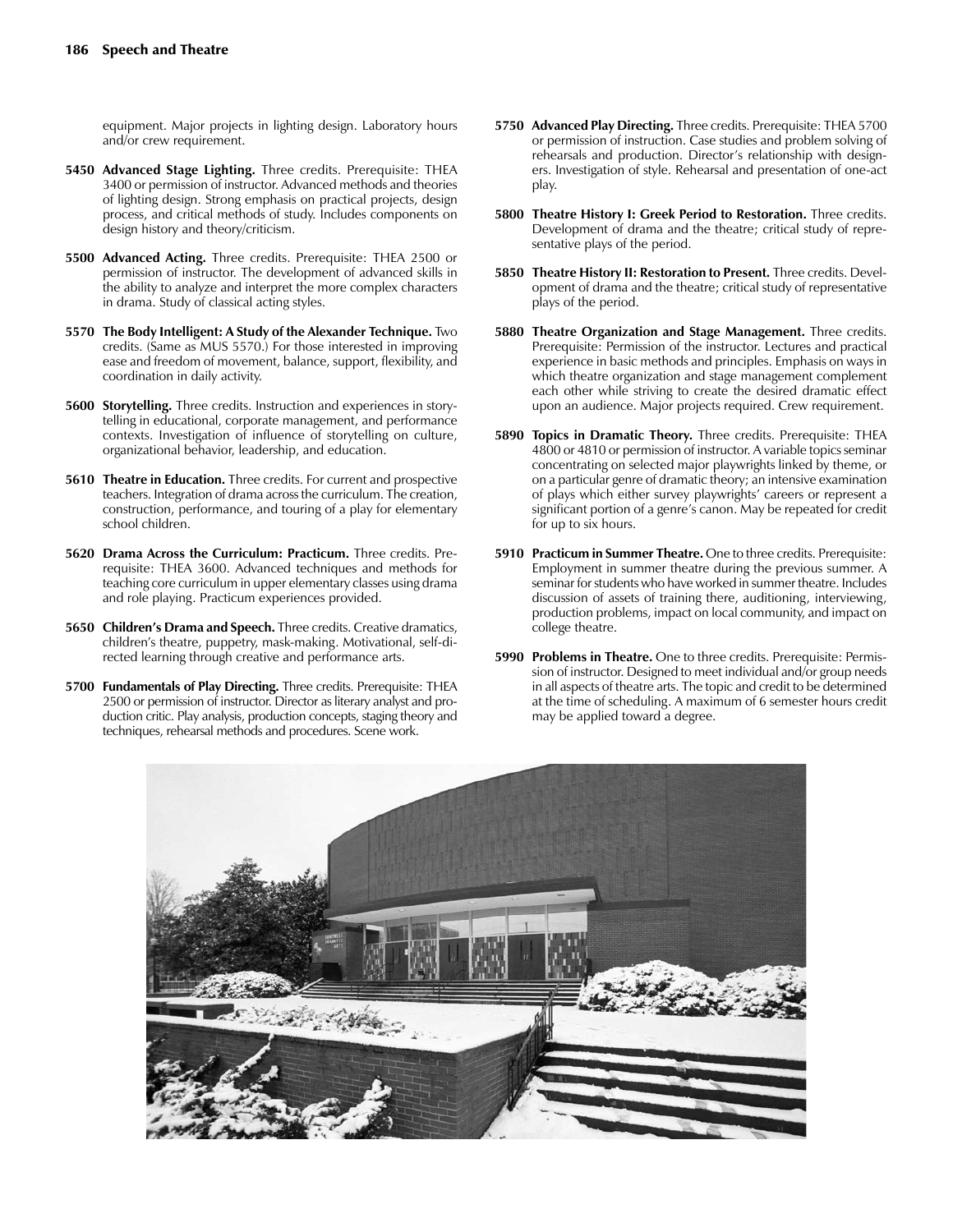equipment. Major projects in lighting design. Laboratory hours and/or crew requirement.

**5450 Advanced Stage Lighting.** Three credits. Prerequisite: THEA 3400 or permission of instructor. Advanced methods and theories of lighting design. Strong emphasis on practical projects, design process, and critical methods of study. Includes components on design history and theory/criticism.

**5500 Advanced Acting.** Three credits. Prerequisite: THEA 2500 or permission of instructor. The development of advanced skills in the ability to analyze and interpret the more complex characters in drama. Study of classical acting styles.

**5570 The Body Intelligent: A Study of the Alexander Technique.** Two credits. (Same as MUS 5570.) For those interested in improving ease and freedom of movement, balance, support, flexibility, and coordination in daily activity.

**5600 Storytelling.** Three credits. Instruction and experiences in storytelling in educational, corporate management, and performance contexts. Investigation of influence of storytelling on culture, organizational behavior, leadership, and education.

**5610 Theatre in Education.** Three credits. For current and prospective teachers. Integration of drama across the curriculum. The creation, construction, performance, and touring of a play for elementary school children.

**5620 Drama Across the Curriculum: Practicum.** Three credits. Prerequisite: THEA 3600. Advanced techniques and methods for teaching core curriculum in upper elementary classes using drama and role playing. Practicum experiences provided.

**5650 Children's Drama and Speech.** Three credits. Creative dramatics, children's theatre, puppetry, mask-making. Motivational, self-directed learning through creative and performance arts.

**5700 Fundamentals of Play Directing.** Three credits. Prerequisite: THEA 2500 or permission of instructor. Director as literary analyst and production critic. Play analysis, production concepts, staging theory and techniques, rehearsal methods and procedures. Scene work.

**5750 Advanced Play Directing.** Three credits. Prerequisite: THEA 5700 or permission of instruction. Case studies and problem solving of rehearsals and production. Director's relationship with designers. Investigation of style. Rehearsal and presentation of one-act play.

**5800 Theatre History I: Greek Period to Restoration.** Three credits. Development of drama and the theatre; critical study of representative plays of the period.

**5850 Theatre History II: Restoration to Present.** Three credits. Development of drama and the theatre; critical study of representative plays of the period.

**5880 Theatre Organization and Stage Management.** Three credits. Prerequisite: Permission of the instructor. Lectures and practical experience in basic methods and principles. Emphasis on ways in which theatre organization and stage management complement each other while striving to create the desired dramatic effect upon an audience. Major projects required. Crew requirement.

**5890 Topics in Dramatic Theory.** Three credits. Prerequisite: THEA 4800 or 4810 or permission of instructor. A variable topics seminar concentrating on selected major playwrights linked by theme, or on a particular genre of dramatic theory; an intensive examination of plays which either survey playwrights' careers or represent a significant portion of a genre's canon. May be repeated for credit for up to six hours.

**5910 Practicum in Summer Theatre.** One to three credits. Prerequisite: Employment in summer theatre during the previous summer. A seminar for students who have worked in summer theatre. Includes discussion of assets of training there, auditioning, interviewing, production problems, impact on local community, and impact on college theatre.

**5990 Problems in Theatre.** One to three credits. Prerequisite: Permission of instructor. Designed to meet individual and/or group needs in all aspects of theatre arts. The topic and credit to be determined at the time of scheduling. A maximum of 6 semester hours credit may be applied toward a degree.